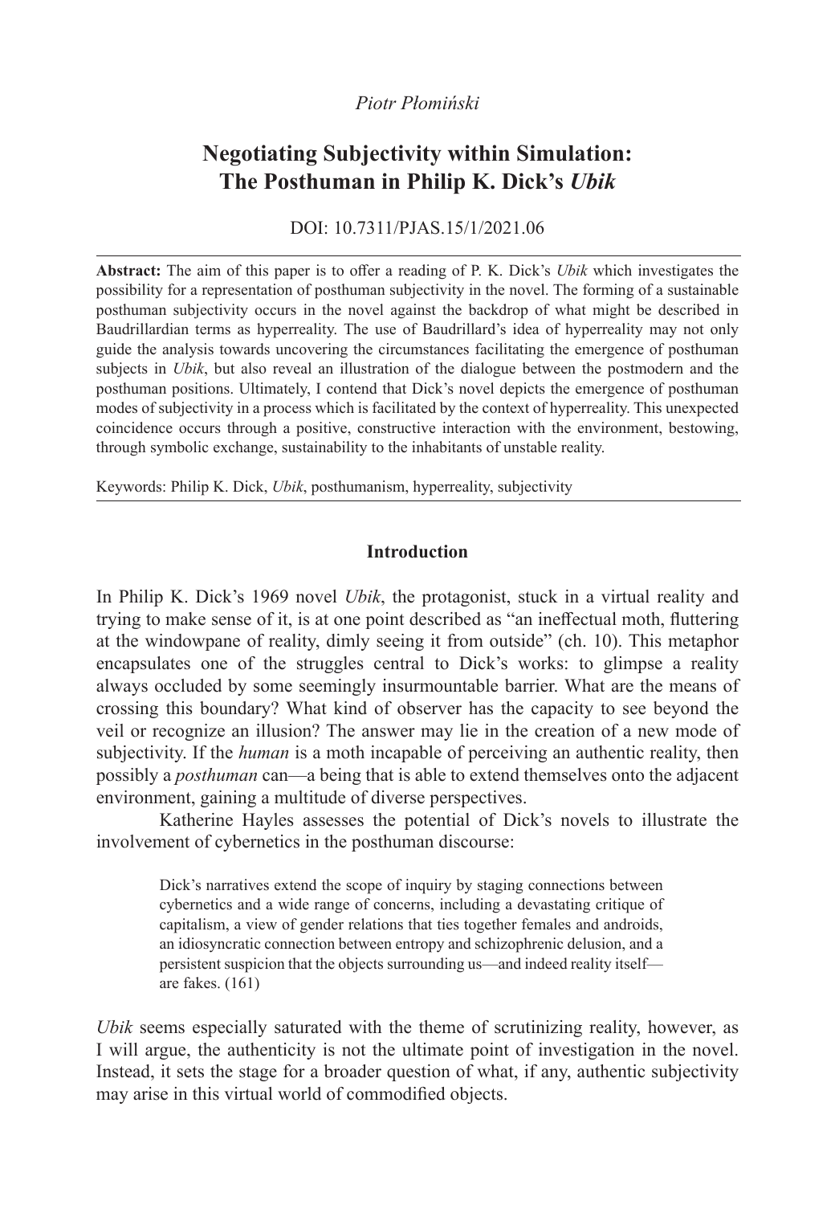*Piotr Płomiński*

# Negotiating Subjectivity within Simulation: The Posthuman in Philip K. Dick's *Ubik*

DOI: 10.7311/PJAS.15/1/2021.06

---

**Abstract:** The aim of this paper is to offer a reading of P. K. Dick's *Ubik* which investigates the possibility for a representation of posthuman subjectivity in the novel. The forming of a sustainable posthuman subjectivity occurs in the novel against the backdrop of what might be described in Baudrillardian terms as hyperreality. The use of Baudrillard's idea of hyperreality may not only guide the analysis towards uncovering the circumstances facilitating the emergence of posthuman subjects in *Ubik*, but also reveal an illustration of the dialogue between the postmodern and the posthuman positions. Ultimately, I contend that Dick's novel depicts the emergence of posthuman modes of subjectivity in a process which is facilitated by the context of hyperreality. This unexpected coincidence occurs through a positive, constructive interaction with the environment, bestowing, through symbolic exchange, sustainability to the inhabitants of unstable reality.

Keywords: Philip K. Dick, *Ubik*, posthumanism, hyperreality, subjectivity

---

## Introduction

In Philip K. Dick's 1969 novel *Ubik*, the protagonist, stuck in a virtual reality and trying to make sense of it, is at one point described as "an ineffectual moth, fluttering at the windowpane of reality, dimly seeing it from outside" (ch. 10). This metaphor encapsulates one of the struggles central to Dick's works: to glimpse a reality always occluded by some seemingly insurmountable barrier. What are the means of crossing this boundary? What kind of observer has the capacity to see beyond the veil or recognize an illusion? The answer may lie in the creation of a new mode of subjectivity. If the *human* is a moth incapable of perceiving an authentic reality, then possibly a *posthuman* can—a being that is able to extend themselves onto the adjacent environment, gaining a multitude of diverse perspectives.

Katherine Hayles assesses the potential of Dick's novels to illustrate the involvement of cybernetics in the posthuman discourse:

> Dick's narratives extend the scope of inquiry by staging connections between cybernetics and a wide range of concerns, including a devastating critique of capitalism, a view of gender relations that ties together females and androids, an idiosyncratic connection between entropy and schizophrenic delusion, and a persistent suspicion that the objects surrounding us—and indeed reality itself—are fakes. (161)

*Ubik* seems especially saturated with the theme of scrutinizing reality, however, as I will argue, the authenticity is not the ultimate point of investigation in the novel. Instead, it sets the stage for a broader question of what, if any, authentic subjectivity may arise in this virtual world of commodified objects.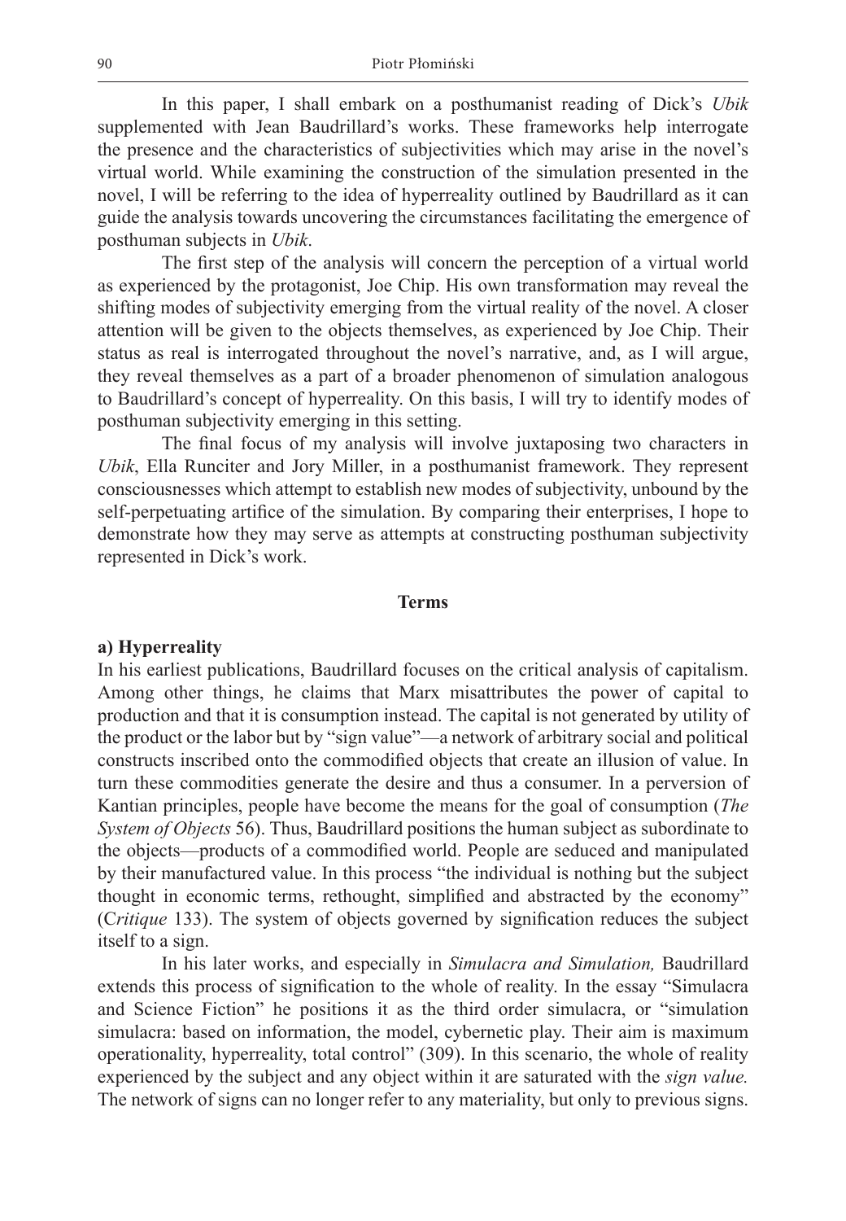In this paper, I shall embark on a posthumanist reading of Dick's *Ubik* supplemented with Jean Baudrillard's works. These frameworks help interrogate the presence and the characteristics of subjectivities which may arise in the novel's virtual world. While examining the construction of the simulation presented in the novel, I will be referring to the idea of hyperreality outlined by Baudrillard as it can guide the analysis towards uncovering the circumstances facilitating the emergence of posthuman subjects in *Ubik*.

The first step of the analysis will concern the perception of a virtual world as experienced by the protagonist, Joe Chip. His own transformation may reveal the shifting modes of subjectivity emerging from the virtual reality of the novel. A closer attention will be given to the objects themselves, as experienced by Joe Chip. Their status as real is interrogated throughout the novel's narrative, and, as I will argue, they reveal themselves as a part of a broader phenomenon of simulation analogous to Baudrillard's concept of hyperreality. On this basis, I will try to identify modes of posthuman subjectivity emerging in this setting.

The final focus of my analysis will involve juxtaposing two characters in *Ubik*, Ella Runciter and Jory Miller, in a posthumanist framework. They represent consciousnesses which attempt to establish new modes of subjectivity, unbound by the self-perpetuating artifice of the simulation. By comparing their enterprises, I hope to demonstrate how they may serve as attempts at constructing posthuman subjectivity represented in Dick's work.

## Terms

### a) Hyperreality

In his earliest publications, Baudrillard focuses on the critical analysis of capitalism. Among other things, he claims that Marx misattributes the power of capital to production and that it is consumption instead. The capital is not generated by utility of the product or the labor but by "sign value"—a network of arbitrary social and political constructs inscribed onto the commodified objects that create an illusion of value. In turn these commodities generate the desire and thus a consumer. In a perversion of Kantian principles, people have become the means for the goal of consumption (*The System of Objects* 56). Thus, Baudrillard positions the human subject as subordinate to the objects—products of a commodified world. People are seduced and manipulated by their manufactured value. In this process "the individual is nothing but the subject thought in economic terms, rethought, simplified and abstracted by the economy" (*Critique* 133). The system of objects governed by signification reduces the subject itself to a sign.

In his later works, and especially in *Simulacra and Simulation,* Baudrillard extends this process of signification to the whole of reality. In the essay "Simulacra and Science Fiction" he positions it as the third order simulacra, or "simulation simulacra: based on information, the model, cybernetic play. Their aim is maximum operationality, hyperreality, total control" (309). In this scenario, the whole of reality experienced by the subject and any object within it are saturated with the *sign value.* The network of signs can no longer refer to any materiality, but only to previous signs.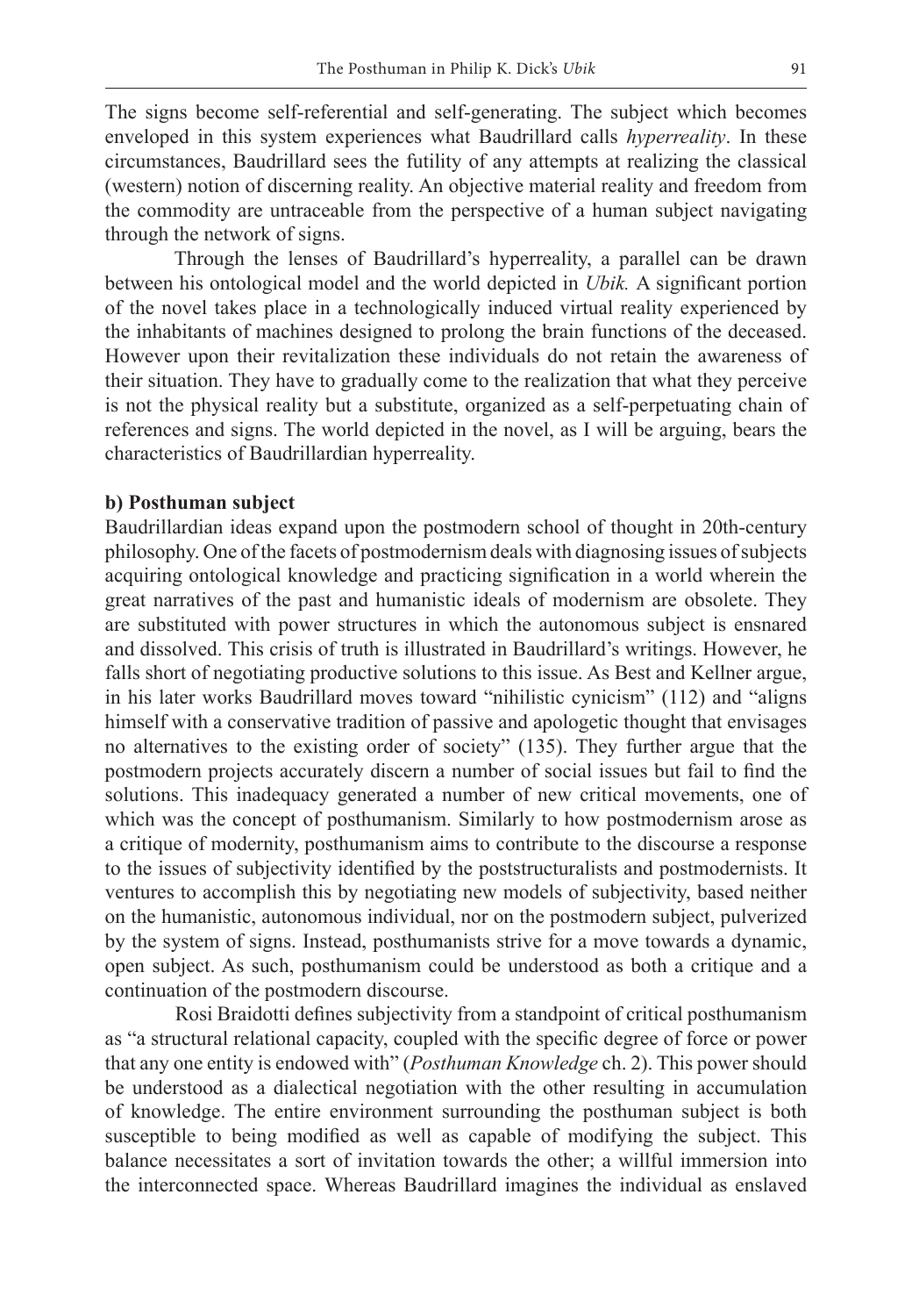The signs become self-referential and self-generating. The subject which becomes enveloped in this system experiences what Baudrillard calls *hyperreality*. In these circumstances, Baudrillard sees the futility of any attempts at realizing the classical (western) notion of discerning reality. An objective material reality and freedom from the commodity are untraceable from the perspective of a human subject navigating through the network of signs.

Through the lenses of Baudrillard's hyperreality, a parallel can be drawn between his ontological model and the world depicted in *Ubik.* A significant portion of the novel takes place in a technologically induced virtual reality experienced by the inhabitants of machines designed to prolong the brain functions of the deceased. However upon their revitalization these individuals do not retain the awareness of their situation. They have to gradually come to the realization that what they perceive is not the physical reality but a substitute, organized as a self-perpetuating chain of references and signs. The world depicted in the novel, as I will be arguing, bears the characteristics of Baudrillardian hyperreality.

**b) Posthuman subject**

Baudrillardian ideas expand upon the postmodern school of thought in 20th-century philosophy. One of the facets of postmodernism deals with diagnosing issues of subjects acquiring ontological knowledge and practicing signification in a world wherein the great narratives of the past and humanistic ideals of modernism are obsolete. They are substituted with power structures in which the autonomous subject is ensnared and dissolved. This crisis of truth is illustrated in Baudrillard's writings. However, he falls short of negotiating productive solutions to this issue. As Best and Kellner argue, in his later works Baudrillard moves toward "nihilistic cynicism" (112) and "aligns himself with a conservative tradition of passive and apologetic thought that envisages no alternatives to the existing order of society" (135). They further argue that the postmodern projects accurately discern a number of social issues but fail to find the solutions. This inadequacy generated a number of new critical movements, one of which was the concept of posthumanism. Similarly to how postmodernism arose as a critique of modernity, posthumanism aims to contribute to the discourse a response to the issues of subjectivity identified by the poststructuralists and postmodernists. It ventures to accomplish this by negotiating new models of subjectivity, based neither on the humanistic, autonomous individual, nor on the postmodern subject, pulverized by the system of signs. Instead, posthumanists strive for a move towards a dynamic, open subject. As such, posthumanism could be understood as both a critique and a continuation of the postmodern discourse.

Rosi Braidotti defines subjectivity from a standpoint of critical posthumanism as "a structural relational capacity, coupled with the specific degree of force or power that any one entity is endowed with" (*Posthuman Knowledge* ch. 2). This power should be understood as a dialectical negotiation with the other resulting in accumulation of knowledge. The entire environment surrounding the posthuman subject is both susceptible to being modified as well as capable of modifying the subject. This balance necessitates a sort of invitation towards the other; a willful immersion into the interconnected space. Whereas Baudrillard imagines the individual as enslaved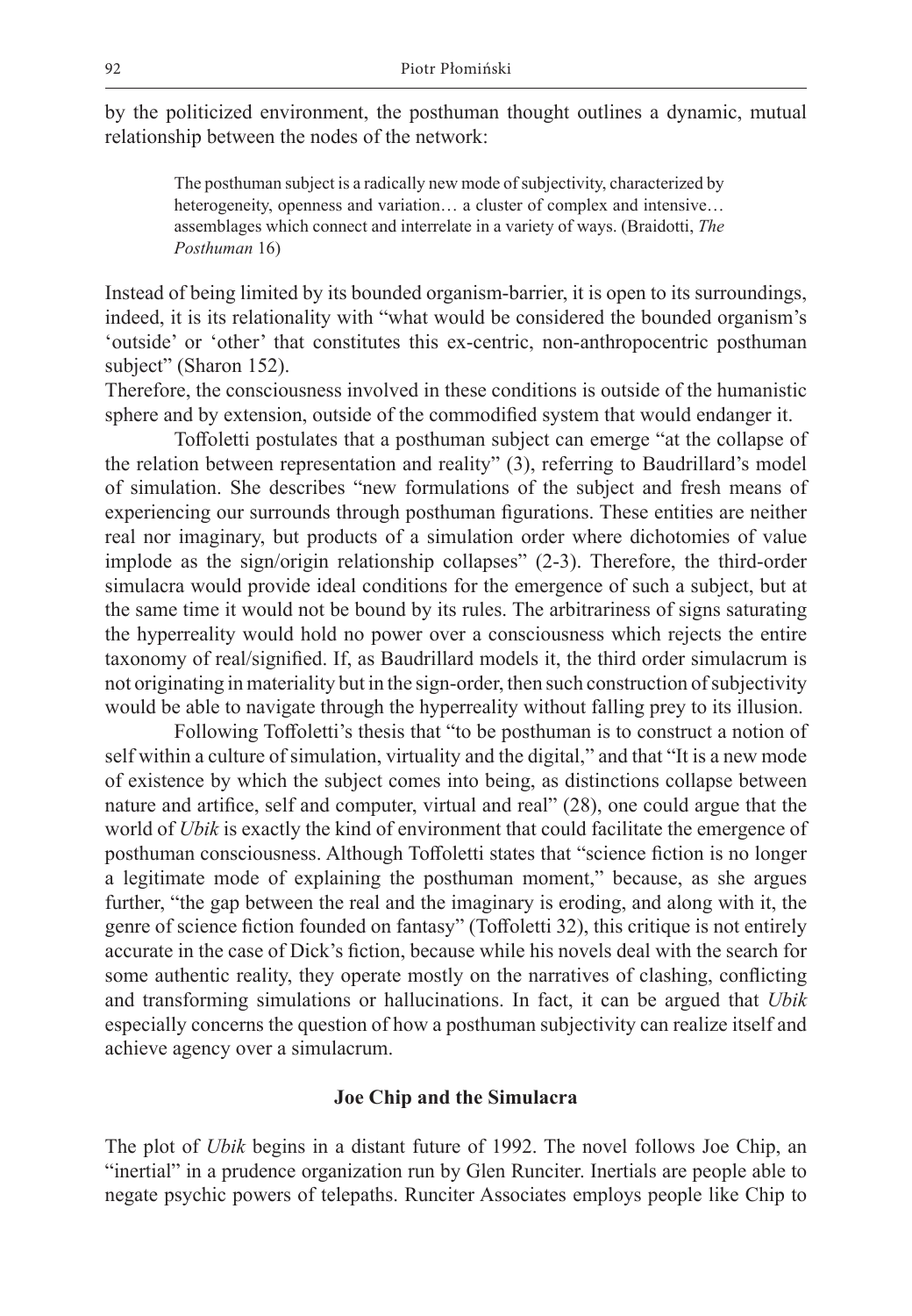by the politicized environment, the posthuman thought outlines a dynamic, mutual relationship between the nodes of the network:

> The posthuman subject is a radically new mode of subjectivity, characterized by heterogeneity, openness and variation… a cluster of complex and intensive… assemblages which connect and interrelate in a variety of ways. (Braidotti, *The Posthuman* 16)

Instead of being limited by its bounded organism-barrier, it is open to its surroundings, indeed, it is its relationality with "what would be considered the bounded organism's 'outside' or 'other' that constitutes this ex-centric, non-anthropocentric posthuman subject" (Sharon 152).

Therefore, the consciousness involved in these conditions is outside of the humanistic sphere and by extension, outside of the commodified system that would endanger it.

Toffoletti postulates that a posthuman subject can emerge "at the collapse of the relation between representation and reality" (3), referring to Baudrillard's model of simulation. She describes "new formulations of the subject and fresh means of experiencing our surrounds through posthuman figurations. These entities are neither real nor imaginary, but products of a simulation order where dichotomies of value implode as the sign/origin relationship collapses" (2-3). Therefore, the third-order simulacra would provide ideal conditions for the emergence of such a subject, but at the same time it would not be bound by its rules. The arbitrariness of signs saturating the hyperreality would hold no power over a consciousness which rejects the entire taxonomy of real/signified. If, as Baudrillard models it, the third order simulacrum is not originating in materiality but in the sign-order, then such construction of subjectivity would be able to navigate through the hyperreality without falling prey to its illusion.

Following Toffoletti's thesis that "to be posthuman is to construct a notion of self within a culture of simulation, virtuality and the digital," and that "It is a new mode of existence by which the subject comes into being, as distinctions collapse between nature and artifice, self and computer, virtual and real" (28), one could argue that the world of *Ubik* is exactly the kind of environment that could facilitate the emergence of posthuman consciousness. Although Toffoletti states that "science fiction is no longer a legitimate mode of explaining the posthuman moment," because, as she argues further, "the gap between the real and the imaginary is eroding, and along with it, the genre of science fiction founded on fantasy" (Toffoletti 32), this critique is not entirely accurate in the case of Dick's fiction, because while his novels deal with the search for some authentic reality, they operate mostly on the narratives of clashing, conflicting and transforming simulations or hallucinations. In fact, it can be argued that *Ubik* especially concerns the question of how a posthuman subjectivity can realize itself and achieve agency over a simulacrum.

### Joe Chip and the Simulacra

The plot of *Ubik* begins in a distant future of 1992. The novel follows Joe Chip, an "inertial" in a prudence organization run by Glen Runciter. Inertials are people able to negate psychic powers of telepaths. Runciter Associates employs people like Chip to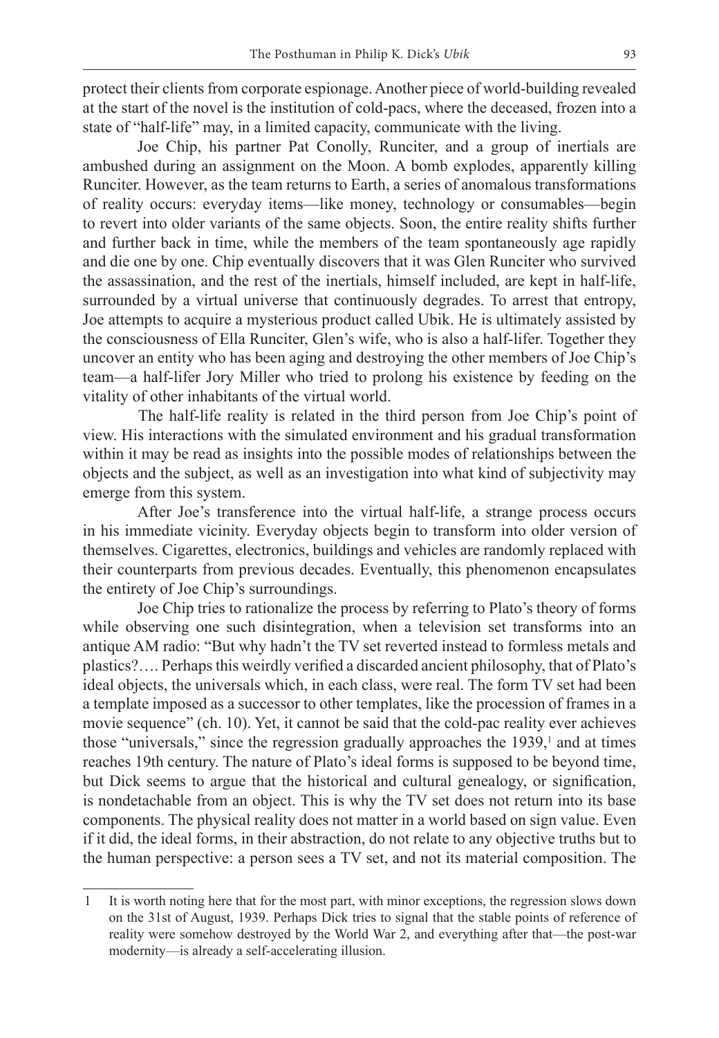protect their clients from corporate espionage. Another piece of world-building revealed at the start of the novel is the institution of cold-pacs, where the deceased, frozen into a state of "half-life" may, in a limited capacity, communicate with the living.

Joe Chip, his partner Pat Conolly, Runciter, and a group of inertials are ambushed during an assignment on the Moon. A bomb explodes, apparently killing Runciter. However, as the team returns to Earth, a series of anomalous transformations of reality occurs: everyday items—like money, technology or consumables—begin to revert into older variants of the same objects. Soon, the entire reality shifts further and further back in time, while the members of the team spontaneously age rapidly and die one by one. Chip eventually discovers that it was Glen Runciter who survived the assassination, and the rest of the inertials, himself included, are kept in half-life, surrounded by a virtual universe that continuously degrades. To arrest that entropy, Joe attempts to acquire a mysterious product called Ubik. He is ultimately assisted by the consciousness of Ella Runciter, Glen's wife, who is also a half-lifer. Together they uncover an entity who has been aging and destroying the other members of Joe Chip's team—a half-lifer Jory Miller who tried to prolong his existence by feeding on the vitality of other inhabitants of the virtual world.

The half-life reality is related in the third person from Joe Chip's point of view. His interactions with the simulated environment and his gradual transformation within it may be read as insights into the possible modes of relationships between the objects and the subject, as well as an investigation into what kind of subjectivity may emerge from this system.

After Joe's transference into the virtual half-life, a strange process occurs in his immediate vicinity. Everyday objects begin to transform into older version of themselves. Cigarettes, electronics, buildings and vehicles are randomly replaced with their counterparts from previous decades. Eventually, this phenomenon encapsulates the entirety of Joe Chip's surroundings.

Joe Chip tries to rationalize the process by referring to Plato's theory of forms while observing one such disintegration, when a television set transforms into an antique AM radio: "But why hadn't the TV set reverted instead to formless metals and plastics?…. Perhaps this weirdly verified a discarded ancient philosophy, that of Plato's ideal objects, the universals which, in each class, were real. The form TV set had been a template imposed as a successor to other templates, like the procession of frames in a movie sequence" (ch. 10). Yet, it cannot be said that the cold-pac reality ever achieves those "universals," since the regression gradually approaches the 1939,[1] and at times reaches 19th century. The nature of Plato's ideal forms is supposed to be beyond time, but Dick seems to argue that the historical and cultural genealogy, or signification, is nondetachable from an object. This is why the TV set does not return into its base components. The physical reality does not matter in a world based on sign value. Even if it did, the ideal forms, in their abstraction, do not relate to any objective truths but to the human perspective: a person sees a TV set, and not its material composition. The

---

1 It is worth noting here that for the most part, with minor exceptions, the regression slows down on the 31st of August, 1939. Perhaps Dick tries to signal that the stable points of reference of reality were somehow destroyed by the World War 2, and everything after that—the post-war modernity—is already a self-accelerating illusion.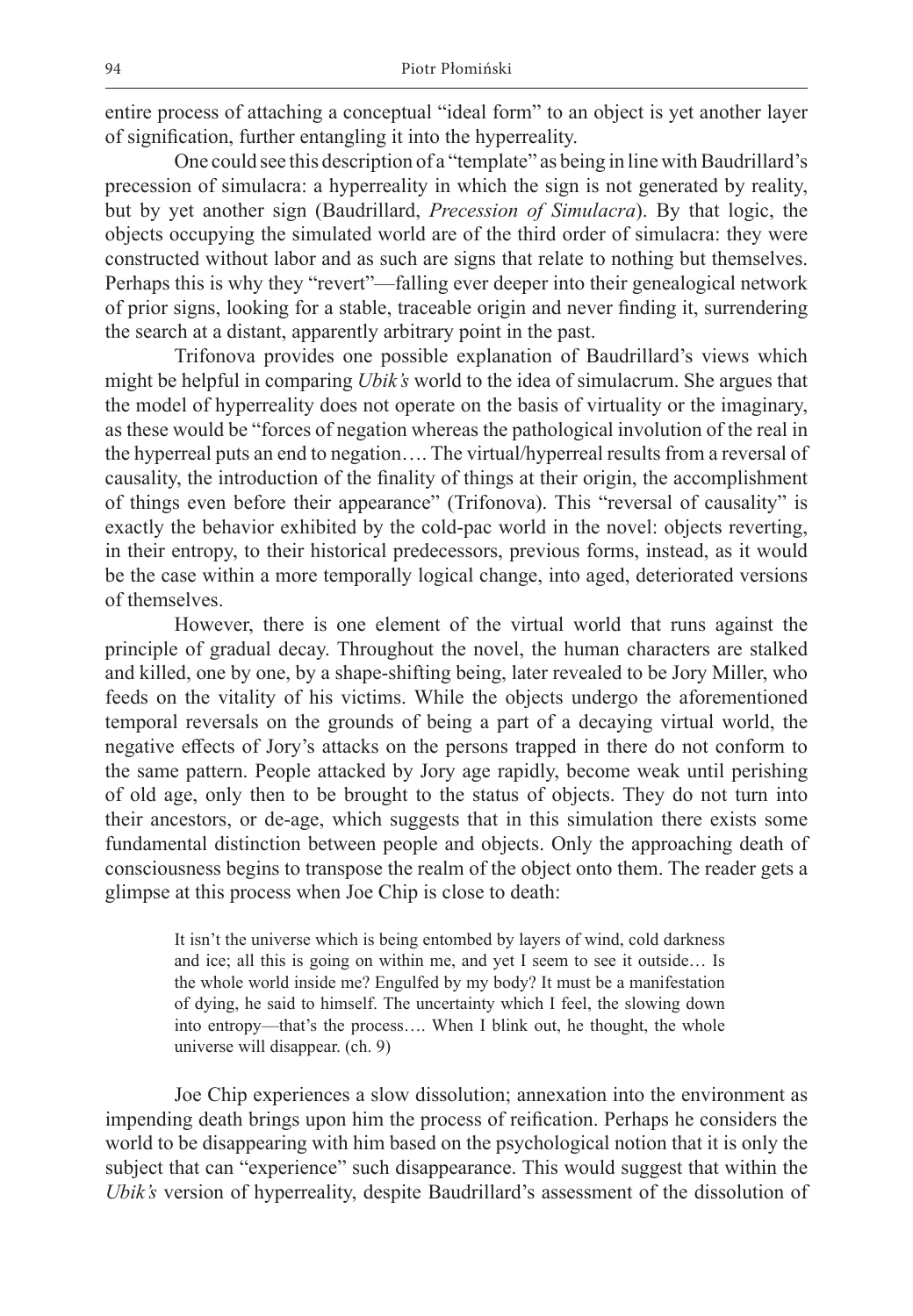entire process of attaching a conceptual "ideal form" to an object is yet another layer of signification, further entangling it into the hyperreality.

One could see this description of a "template" as being in line with Baudrillard's precession of simulacra: a hyperreality in which the sign is not generated by reality, but by yet another sign (Baudrillard, *Precession of Simulacra*). By that logic, the objects occupying the simulated world are of the third order of simulacra: they were constructed without labor and as such are signs that relate to nothing but themselves. Perhaps this is why they "revert"—falling ever deeper into their genealogical network of prior signs, looking for a stable, traceable origin and never finding it, surrendering the search at a distant, apparently arbitrary point in the past.

Trifonova provides one possible explanation of Baudrillard's views which might be helpful in comparing *Ubik's* world to the idea of simulacrum. She argues that the model of hyperreality does not operate on the basis of virtuality or the imaginary, as these would be "forces of negation whereas the pathological involution of the real in the hyperreal puts an end to negation…. The virtual/hyperreal results from a reversal of causality, the introduction of the finality of things at their origin, the accomplishment of things even before their appearance" (Trifonova). This "reversal of causality" is exactly the behavior exhibited by the cold-pac world in the novel: objects reverting, in their entropy, to their historical predecessors, previous forms, instead, as it would be the case within a more temporally logical change, into aged, deteriorated versions of themselves.

However, there is one element of the virtual world that runs against the principle of gradual decay. Throughout the novel, the human characters are stalked and killed, one by one, by a shape-shifting being, later revealed to be Jory Miller, who feeds on the vitality of his victims. While the objects undergo the aforementioned temporal reversals on the grounds of being a part of a decaying virtual world, the negative effects of Jory's attacks on the persons trapped in there do not conform to the same pattern. People attacked by Jory age rapidly, become weak until perishing of old age, only then to be brought to the status of objects. They do not turn into their ancestors, or de-age, which suggests that in this simulation there exists some fundamental distinction between people and objects. Only the approaching death of consciousness begins to transpose the realm of the object onto them. The reader gets a glimpse at this process when Joe Chip is close to death:

> It isn't the universe which is being entombed by layers of wind, cold darkness and ice; all this is going on within me, and yet I seem to see it outside… Is the whole world inside me? Engulfed by my body? It must be a manifestation of dying, he said to himself. The uncertainty which I feel, the slowing down into entropy—that's the process…. When I blink out, he thought, the whole universe will disappear. (ch. 9)

Joe Chip experiences a slow dissolution; annexation into the environment as impending death brings upon him the process of reification. Perhaps he considers the world to be disappearing with him based on the psychological notion that it is only the subject that can "experience" such disappearance. This would suggest that within the *Ubik's* version of hyperreality, despite Baudrillard's assessment of the dissolution of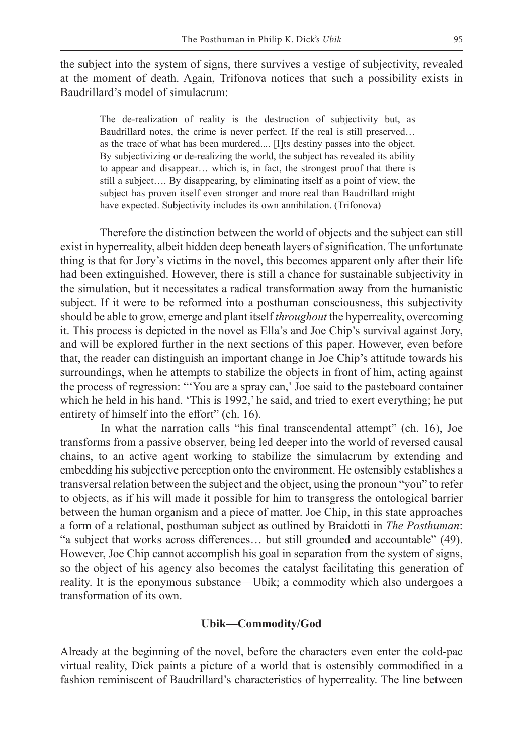the subject into the system of signs, there survives a vestige of subjectivity, revealed at the moment of death. Again, Trifonova notices that such a possibility exists in Baudrillard's model of simulacrum:

> The de-realization of reality is the destruction of subjectivity but, as Baudrillard notes, the crime is never perfect. If the real is still preserved… as the trace of what has been murdered.... [I]ts destiny passes into the object. By subjectivizing or de-realizing the world, the subject has revealed its ability to appear and disappear… which is, in fact, the strongest proof that there is still a subject…. By disappearing, by eliminating itself as a point of view, the subject has proven itself even stronger and more real than Baudrillard might have expected. Subjectivity includes its own annihilation. (Trifonova)

Therefore the distinction between the world of objects and the subject can still exist in hyperreality, albeit hidden deep beneath layers of signification. The unfortunate thing is that for Jory's victims in the novel, this becomes apparent only after their life had been extinguished. However, there is still a chance for sustainable subjectivity in the simulation, but it necessitates a radical transformation away from the humanistic subject. If it were to be reformed into a posthuman consciousness, this subjectivity should be able to grow, emerge and plant itself *throughout* the hyperreality, overcoming it. This process is depicted in the novel as Ella's and Joe Chip's survival against Jory, and will be explored further in the next sections of this paper. However, even before that, the reader can distinguish an important change in Joe Chip's attitude towards his surroundings, when he attempts to stabilize the objects in front of him, acting against the process of regression: "'You are a spray can,' Joe said to the pasteboard container which he held in his hand. 'This is 1992,' he said, and tried to exert everything; he put entirety of himself into the effort" (ch. 16).

In what the narration calls "his final transcendental attempt" (ch. 16), Joe transforms from a passive observer, being led deeper into the world of reversed causal chains, to an active agent working to stabilize the simulacrum by extending and embedding his subjective perception onto the environment. He ostensibly establishes a transversal relation between the subject and the object, using the pronoun "you" to refer to objects, as if his will made it possible for him to transgress the ontological barrier between the human organism and a piece of matter. Joe Chip, in this state approaches a form of a relational, posthuman subject as outlined by Braidotti in *The Posthuman*: "a subject that works across differences… but still grounded and accountable" (49). However, Joe Chip cannot accomplish his goal in separation from the system of signs, so the object of his agency also becomes the catalyst facilitating this generation of reality. It is the eponymous substance—Ubik; a commodity which also undergoes a transformation of its own.

### Ubik—Commodity/God

Already at the beginning of the novel, before the characters even enter the cold-pac virtual reality, Dick paints a picture of a world that is ostensibly commodified in a fashion reminiscent of Baudrillard's characteristics of hyperreality. The line between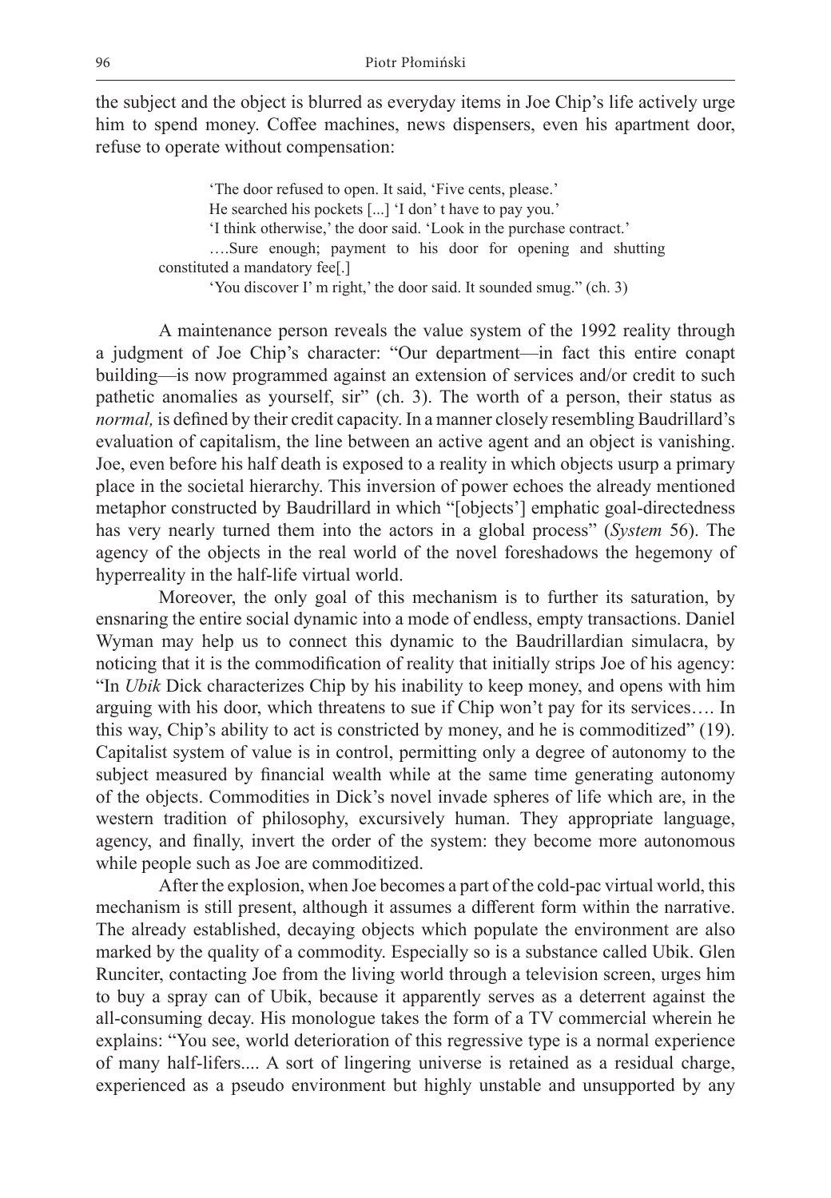the subject and the object is blurred as everyday items in Joe Chip's life actively urge him to spend money. Coffee machines, news dispensers, even his apartment door, refuse to operate without compensation:

> 'The door refused to open. It said, 'Five cents, please.'
> He searched his pockets [...] 'I don' t have to pay you.'
> 'I think otherwise,' the door said. 'Look in the purchase contract.'
> ….Sure enough; payment to his door for opening and shutting constituted a mandatory fee[.]
> 'You discover I' m right,' the door said. It sounded smug." (ch. 3)

A maintenance person reveals the value system of the 1992 reality through a judgment of Joe Chip's character: "Our department—in fact this entire conapt building—is now programmed against an extension of services and/or credit to such pathetic anomalies as yourself, sir" (ch. 3). The worth of a person, their status as *normal,* is defined by their credit capacity. In a manner closely resembling Baudrillard's evaluation of capitalism, the line between an active agent and an object is vanishing. Joe, even before his half death is exposed to a reality in which objects usurp a primary place in the societal hierarchy. This inversion of power echoes the already mentioned metaphor constructed by Baudrillard in which "[objects'] emphatic goal-directedness has very nearly turned them into the actors in a global process" (*System* 56). The agency of the objects in the real world of the novel foreshadows the hegemony of hyperreality in the half-life virtual world.

Moreover, the only goal of this mechanism is to further its saturation, by ensnaring the entire social dynamic into a mode of endless, empty transactions. Daniel Wyman may help us to connect this dynamic to the Baudrillardian simulacra, by noticing that it is the commodification of reality that initially strips Joe of his agency: "In *Ubik* Dick characterizes Chip by his inability to keep money, and opens with him arguing with his door, which threatens to sue if Chip won't pay for its services…. In this way, Chip's ability to act is constricted by money, and he is commoditized" (19). Capitalist system of value is in control, permitting only a degree of autonomy to the subject measured by financial wealth while at the same time generating autonomy of the objects. Commodities in Dick's novel invade spheres of life which are, in the western tradition of philosophy, excursively human. They appropriate language, agency, and finally, invert the order of the system: they become more autonomous while people such as Joe are commoditized.

After the explosion, when Joe becomes a part of the cold-pac virtual world, this mechanism is still present, although it assumes a different form within the narrative. The already established, decaying objects which populate the environment are also marked by the quality of a commodity. Especially so is a substance called Ubik. Glen Runciter, contacting Joe from the living world through a television screen, urges him to buy a spray can of Ubik, because it apparently serves as a deterrent against the all-consuming decay. His monologue takes the form of a TV commercial wherein he explains: "You see, world deterioration of this regressive type is a normal experience of many half-lifers.... A sort of lingering universe is retained as a residual charge, experienced as a pseudo environment but highly unstable and unsupported by any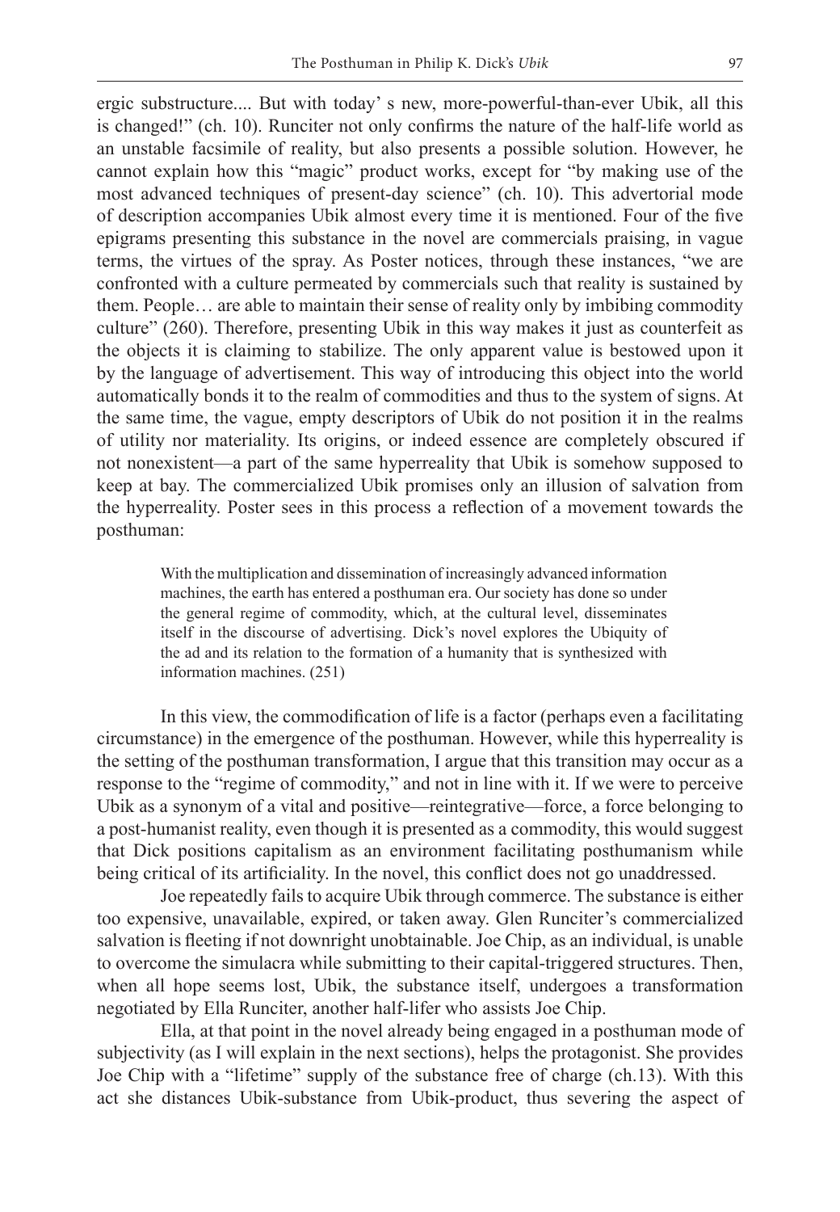ergic substructure.... But with today' s new, more-powerful-than-ever Ubik, all this is changed!" (ch. 10). Runciter not only confirms the nature of the half-life world as an unstable facsimile of reality, but also presents a possible solution. However, he cannot explain how this "magic" product works, except for "by making use of the most advanced techniques of present-day science" (ch. 10). This advertorial mode of description accompanies Ubik almost every time it is mentioned. Four of the five epigrams presenting this substance in the novel are commercials praising, in vague terms, the virtues of the spray. As Poster notices, through these instances, "we are confronted with a culture permeated by commercials such that reality is sustained by them. People… are able to maintain their sense of reality only by imbibing commodity culture" (260). Therefore, presenting Ubik in this way makes it just as counterfeit as the objects it is claiming to stabilize. The only apparent value is bestowed upon it by the language of advertisement. This way of introducing this object into the world automatically bonds it to the realm of commodities and thus to the system of signs. At the same time, the vague, empty descriptors of Ubik do not position it in the realms of utility nor materiality. Its origins, or indeed essence are completely obscured if not nonexistent—a part of the same hyperreality that Ubik is somehow supposed to keep at bay. The commercialized Ubik promises only an illusion of salvation from the hyperreality. Poster sees in this process a reflection of a movement towards the posthuman:

> With the multiplication and dissemination of increasingly advanced information machines, the earth has entered a posthuman era. Our society has done so under the general regime of commodity, which, at the cultural level, disseminates itself in the discourse of advertising. Dick's novel explores the Ubiquity of the ad and its relation to the formation of a humanity that is synthesized with information machines. (251)

In this view, the commodification of life is a factor (perhaps even a facilitating circumstance) in the emergence of the posthuman. However, while this hyperreality is the setting of the posthuman transformation, I argue that this transition may occur as a response to the "regime of commodity," and not in line with it. If we were to perceive Ubik as a synonym of a vital and positive—reintegrative—force, a force belonging to a post-humanist reality, even though it is presented as a commodity, this would suggest that Dick positions capitalism as an environment facilitating posthumanism while being critical of its artificiality. In the novel, this conflict does not go unaddressed.

Joe repeatedly fails to acquire Ubik through commerce. The substance is either too expensive, unavailable, expired, or taken away. Glen Runciter's commercialized salvation is fleeting if not downright unobtainable. Joe Chip, as an individual, is unable to overcome the simulacra while submitting to their capital-triggered structures. Then, when all hope seems lost, Ubik, the substance itself, undergoes a transformation negotiated by Ella Runciter, another half-lifer who assists Joe Chip.

Ella, at that point in the novel already being engaged in a posthuman mode of subjectivity (as I will explain in the next sections), helps the protagonist. She provides Joe Chip with a "lifetime" supply of the substance free of charge (ch.13). With this act she distances Ubik-substance from Ubik-product, thus severing the aspect of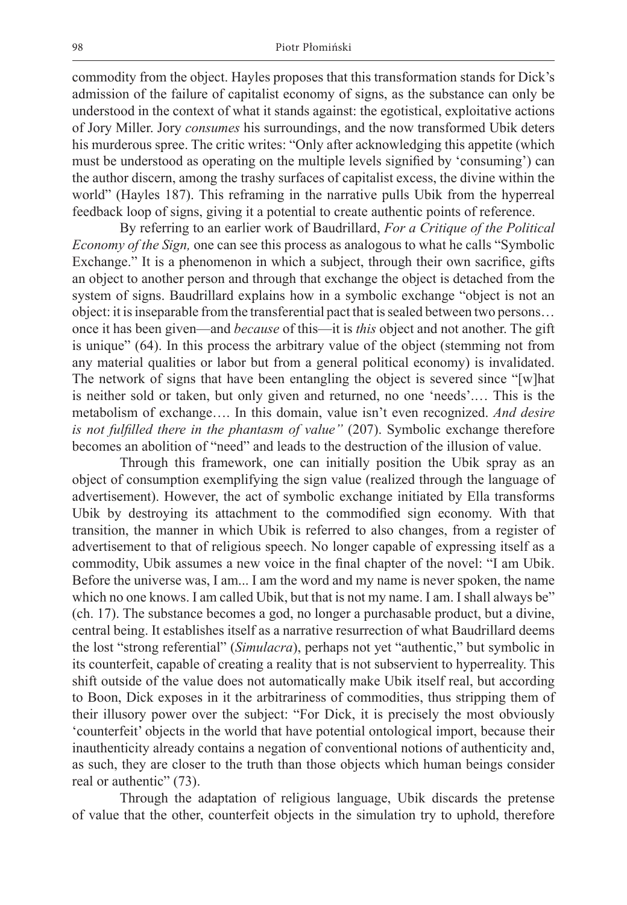commodity from the object. Hayles proposes that this transformation stands for Dick's admission of the failure of capitalist economy of signs, as the substance can only be understood in the context of what it stands against: the egotistical, exploitative actions of Jory Miller. Jory *consumes* his surroundings, and the now transformed Ubik deters his murderous spree. The critic writes: "Only after acknowledging this appetite (which must be understood as operating on the multiple levels signified by 'consuming') can the author discern, among the trashy surfaces of capitalist excess, the divine within the world" (Hayles 187). This reframing in the narrative pulls Ubik from the hyperreal feedback loop of signs, giving it a potential to create authentic points of reference.

By referring to an earlier work of Baudrillard, *For a Critique of the Political Economy of the Sign,* one can see this process as analogous to what he calls "Symbolic Exchange." It is a phenomenon in which a subject, through their own sacrifice, gifts an object to another person and through that exchange the object is detached from the system of signs. Baudrillard explains how in a symbolic exchange "object is not an object: it is inseparable from the transferential pact that is sealed between two persons… once it has been given—and *because* of this—it is *this* object and not another. The gift is unique" (64). In this process the arbitrary value of the object (stemming not from any material qualities or labor but from a general political economy) is invalidated. The network of signs that have been entangling the object is severed since "[w]hat is neither sold or taken, but only given and returned, no one 'needs'.… This is the metabolism of exchange…. In this domain, value isn't even recognized. *And desire is not fulfilled there in the phantasm of value"* (207). Symbolic exchange therefore becomes an abolition of "need" and leads to the destruction of the illusion of value.

Through this framework, one can initially position the Ubik spray as an object of consumption exemplifying the sign value (realized through the language of advertisement). However, the act of symbolic exchange initiated by Ella transforms Ubik by destroying its attachment to the commodified sign economy. With that transition, the manner in which Ubik is referred to also changes, from a register of advertisement to that of religious speech. No longer capable of expressing itself as a commodity, Ubik assumes a new voice in the final chapter of the novel: "I am Ubik. Before the universe was, I am... I am the word and my name is never spoken, the name which no one knows. I am called Ubik, but that is not my name. I am. I shall always be" (ch. 17). The substance becomes a god, no longer a purchasable product, but a divine, central being. It establishes itself as a narrative resurrection of what Baudrillard deems the lost "strong referential" (*Simulacra*), perhaps not yet "authentic," but symbolic in its counterfeit, capable of creating a reality that is not subservient to hyperreality. This shift outside of the value does not automatically make Ubik itself real, but according to Boon, Dick exposes in it the arbitrariness of commodities, thus stripping them of their illusory power over the subject: "For Dick, it is precisely the most obviously 'counterfeit' objects in the world that have potential ontological import, because their inauthenticity already contains a negation of conventional notions of authenticity and, as such, they are closer to the truth than those objects which human beings consider real or authentic" (73).

Through the adaptation of religious language, Ubik discards the pretense of value that the other, counterfeit objects in the simulation try to uphold, therefore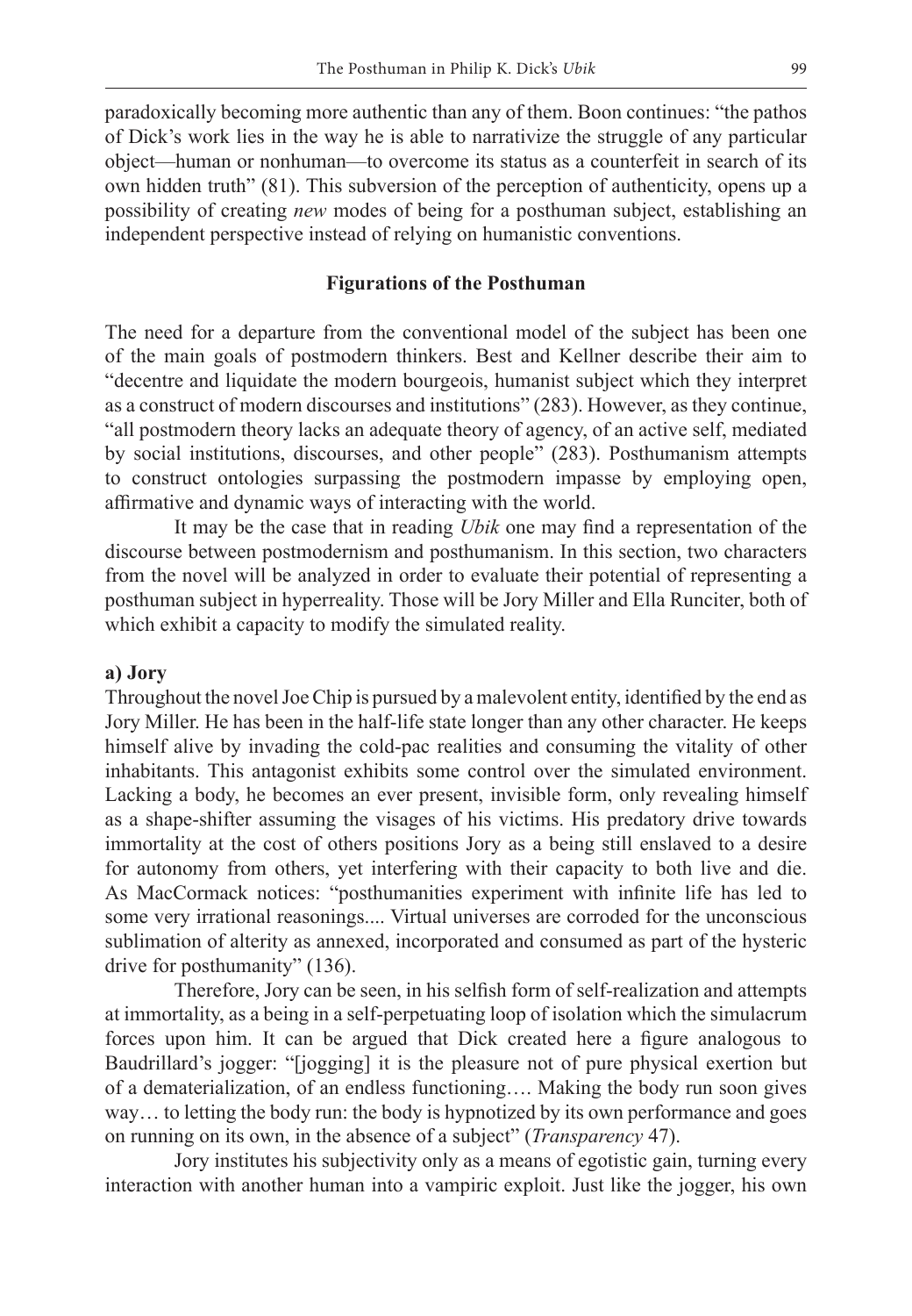paradoxically becoming more authentic than any of them. Boon continues: "the pathos of Dick's work lies in the way he is able to narrativize the struggle of any particular object—human or nonhuman—to overcome its status as a counterfeit in search of its own hidden truth" (81). This subversion of the perception of authenticity, opens up a possibility of creating *new* modes of being for a posthuman subject, establishing an independent perspective instead of relying on humanistic conventions.

## Figurations of the Posthuman

The need for a departure from the conventional model of the subject has been one of the main goals of postmodern thinkers. Best and Kellner describe their aim to "decentre and liquidate the modern bourgeois, humanist subject which they interpret as a construct of modern discourses and institutions" (283). However, as they continue, "all postmodern theory lacks an adequate theory of agency, of an active self, mediated by social institutions, discourses, and other people" (283). Posthumanism attempts to construct ontologies surpassing the postmodern impasse by employing open, affirmative and dynamic ways of interacting with the world.

It may be the case that in reading *Ubik* one may find a representation of the discourse between postmodernism and posthumanism. In this section, two characters from the novel will be analyzed in order to evaluate their potential of representing a posthuman subject in hyperreality. Those will be Jory Miller and Ella Runciter, both of which exhibit a capacity to modify the simulated reality.

### a) Jory

Throughout the novel Joe Chip is pursued by a malevolent entity, identified by the end as Jory Miller. He has been in the half-life state longer than any other character. He keeps himself alive by invading the cold-pac realities and consuming the vitality of other inhabitants. This antagonist exhibits some control over the simulated environment. Lacking a body, he becomes an ever present, invisible form, only revealing himself as a shape-shifter assuming the visages of his victims. His predatory drive towards immortality at the cost of others positions Jory as a being still enslaved to a desire for autonomy from others, yet interfering with their capacity to both live and die. As MacCormack notices: "posthumanities experiment with infinite life has led to some very irrational reasonings.... Virtual universes are corroded for the unconscious sublimation of alterity as annexed, incorporated and consumed as part of the hysteric drive for posthumanity" (136).

Therefore, Jory can be seen, in his selfish form of self-realization and attempts at immortality, as a being in a self-perpetuating loop of isolation which the simulacrum forces upon him. It can be argued that Dick created here a figure analogous to Baudrillard's jogger: "[jogging] it is the pleasure not of pure physical exertion but of a dematerialization, of an endless functioning…. Making the body run soon gives way… to letting the body run: the body is hypnotized by its own performance and goes on running on its own, in the absence of a subject" (*Transparency* 47).

Jory institutes his subjectivity only as a means of egotistic gain, turning every interaction with another human into a vampiric exploit. Just like the jogger, his own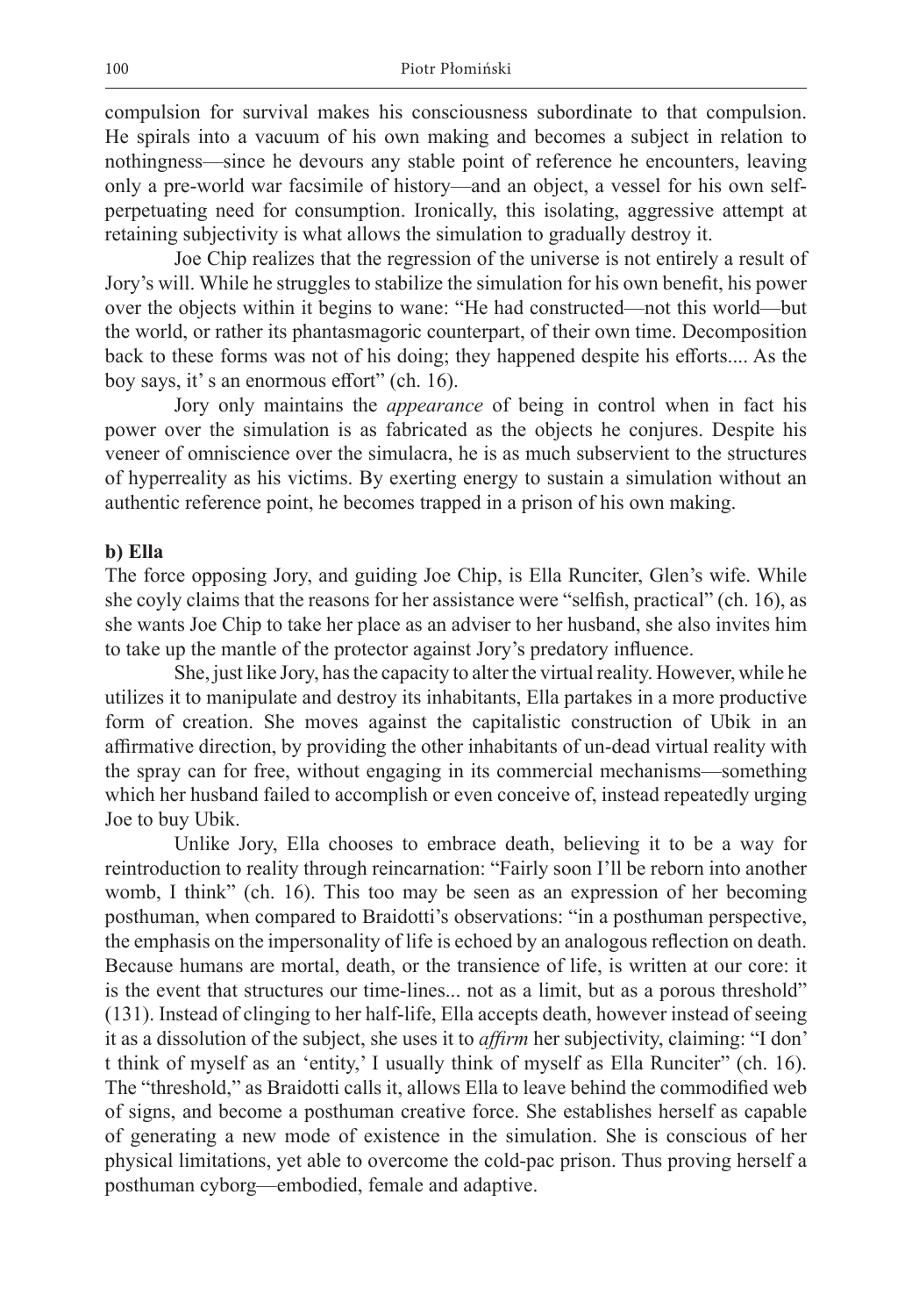compulsion for survival makes his consciousness subordinate to that compulsion. He spirals into a vacuum of his own making and becomes a subject in relation to nothingness—since he devours any stable point of reference he encounters, leaving only a pre-world war facsimile of history—and an object, a vessel for his own self-perpetuating need for consumption. Ironically, this isolating, aggressive attempt at retaining subjectivity is what allows the simulation to gradually destroy it.

Joe Chip realizes that the regression of the universe is not entirely a result of Jory's will. While he struggles to stabilize the simulation for his own benefit, his power over the objects within it begins to wane: "He had constructed—not this world—but the world, or rather its phantasmagoric counterpart, of their own time. Decomposition back to these forms was not of his doing; they happened despite his efforts.... As the boy says, it' s an enormous effort" (ch. 16).

Jory only maintains the *appearance* of being in control when in fact his power over the simulation is as fabricated as the objects he conjures. Despite his veneer of omniscience over the simulacra, he is as much subservient to the structures of hyperreality as his victims. By exerting energy to sustain a simulation without an authentic reference point, he becomes trapped in a prison of his own making.

**b) Ella**

The force opposing Jory, and guiding Joe Chip, is Ella Runciter, Glen's wife. While she coyly claims that the reasons for her assistance were "selfish, practical" (ch. 16), as she wants Joe Chip to take her place as an adviser to her husband, she also invites him to take up the mantle of the protector against Jory's predatory influence.

She, just like Jory, has the capacity to alter the virtual reality. However, while he utilizes it to manipulate and destroy its inhabitants, Ella partakes in a more productive form of creation. She moves against the capitalistic construction of Ubik in an affirmative direction, by providing the other inhabitants of un-dead virtual reality with the spray can for free, without engaging in its commercial mechanisms—something which her husband failed to accomplish or even conceive of, instead repeatedly urging Joe to buy Ubik.

Unlike Jory, Ella chooses to embrace death, believing it to be a way for reintroduction to reality through reincarnation: "Fairly soon I'll be reborn into another womb, I think" (ch. 16). This too may be seen as an expression of her becoming posthuman, when compared to Braidotti's observations: "in a posthuman perspective, the emphasis on the impersonality of life is echoed by an analogous reflection on death. Because humans are mortal, death, or the transience of life, is written at our core: it is the event that structures our time-lines... not as a limit, but as a porous threshold" (131). Instead of clinging to her half-life, Ella accepts death, however instead of seeing it as a dissolution of the subject, she uses it to *affirm* her subjectivity, claiming: "I don' t think of myself as an 'entity,' I usually think of myself as Ella Runciter" (ch. 16). The "threshold," as Braidotti calls it, allows Ella to leave behind the commodified web of signs, and become a posthuman creative force. She establishes herself as capable of generating a new mode of existence in the simulation. She is conscious of her physical limitations, yet able to overcome the cold-pac prison. Thus proving herself a posthuman cyborg—embodied, female and adaptive.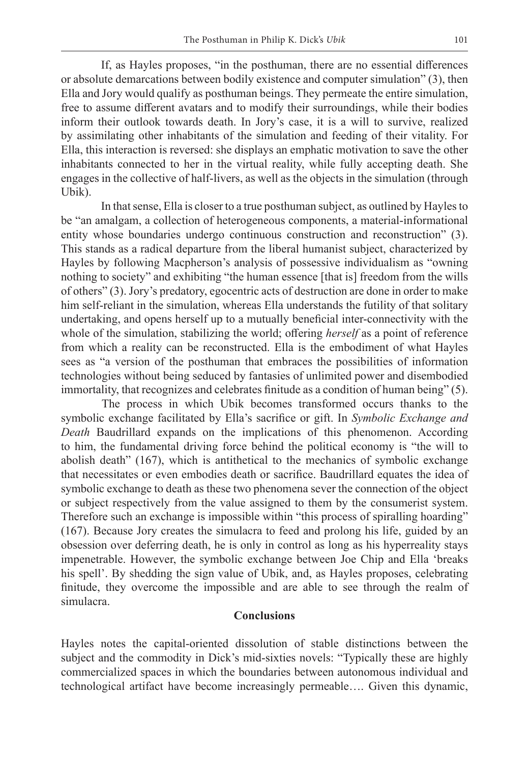If, as Hayles proposes, "in the posthuman, there are no essential differences or absolute demarcations between bodily existence and computer simulation" (3), then Ella and Jory would qualify as posthuman beings. They permeate the entire simulation, free to assume different avatars and to modify their surroundings, while their bodies inform their outlook towards death. In Jory's case, it is a will to survive, realized by assimilating other inhabitants of the simulation and feeding of their vitality. For Ella, this interaction is reversed: she displays an emphatic motivation to save the other inhabitants connected to her in the virtual reality, while fully accepting death. She engages in the collective of half-livers, as well as the objects in the simulation (through Ubik).

In that sense, Ella is closer to a true posthuman subject, as outlined by Hayles to be "an amalgam, a collection of heterogeneous components, a material-informational entity whose boundaries undergo continuous construction and reconstruction" (3). This stands as a radical departure from the liberal humanist subject, characterized by Hayles by following Macpherson's analysis of possessive individualism as "owning nothing to society" and exhibiting "the human essence [that is] freedom from the wills of others" (3). Jory's predatory, egocentric acts of destruction are done in order to make him self-reliant in the simulation, whereas Ella understands the futility of that solitary undertaking, and opens herself up to a mutually beneficial inter-connectivity with the whole of the simulation, stabilizing the world; offering *herself* as a point of reference from which a reality can be reconstructed. Ella is the embodiment of what Hayles sees as "a version of the posthuman that embraces the possibilities of information technologies without being seduced by fantasies of unlimited power and disembodied immortality, that recognizes and celebrates finitude as a condition of human being" (5).

The process in which Ubik becomes transformed occurs thanks to the symbolic exchange facilitated by Ella's sacrifice or gift. In *Symbolic Exchange and Death* Baudrillard expands on the implications of this phenomenon. According to him, the fundamental driving force behind the political economy is "the will to abolish death" (167), which is antithetical to the mechanics of symbolic exchange that necessitates or even embodies death or sacrifice. Baudrillard equates the idea of symbolic exchange to death as these two phenomena sever the connection of the object or subject respectively from the value assigned to them by the consumerist system. Therefore such an exchange is impossible within "this process of spiralling hoarding" (167). Because Jory creates the simulacra to feed and prolong his life, guided by an obsession over deferring death, he is only in control as long as his hyperreality stays impenetrable. However, the symbolic exchange between Joe Chip and Ella 'breaks his spell'. By shedding the sign value of Ubik, and, as Hayles proposes, celebrating finitude, they overcome the impossible and are able to see through the realm of simulacra.

## Conclusions

Hayles notes the capital-oriented dissolution of stable distinctions between the subject and the commodity in Dick's mid-sixties novels: "Typically these are highly commercialized spaces in which the boundaries between autonomous individual and technological artifact have become increasingly permeable…. Given this dynamic,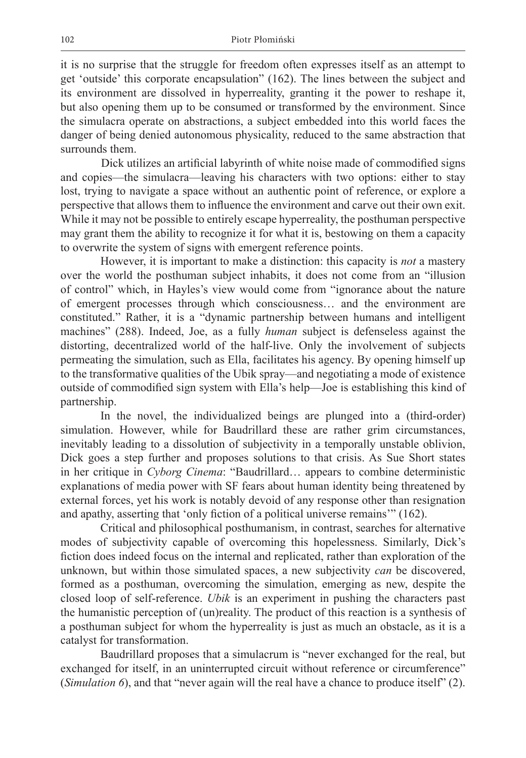it is no surprise that the struggle for freedom often expresses itself as an attempt to get 'outside' this corporate encapsulation" (162). The lines between the subject and its environment are dissolved in hyperreality, granting it the power to reshape it, but also opening them up to be consumed or transformed by the environment. Since the simulacra operate on abstractions, a subject embedded into this world faces the danger of being denied autonomous physicality, reduced to the same abstraction that surrounds them.

Dick utilizes an artificial labyrinth of white noise made of commodified signs and copies—the simulacra—leaving his characters with two options: either to stay lost, trying to navigate a space without an authentic point of reference, or explore a perspective that allows them to influence the environment and carve out their own exit. While it may not be possible to entirely escape hyperreality, the posthuman perspective may grant them the ability to recognize it for what it is, bestowing on them a capacity to overwrite the system of signs with emergent reference points.

However, it is important to make a distinction: this capacity is *not* a mastery over the world the posthuman subject inhabits, it does not come from an "illusion of control" which, in Hayles's view would come from "ignorance about the nature of emergent processes through which consciousness… and the environment are constituted." Rather, it is a "dynamic partnership between humans and intelligent machines" (288). Indeed, Joe, as a fully *human* subject is defenseless against the distorting, decentralized world of the half-live. Only the involvement of subjects permeating the simulation, such as Ella, facilitates his agency. By opening himself up to the transformative qualities of the Ubik spray—and negotiating a mode of existence outside of commodified sign system with Ella's help—Joe is establishing this kind of partnership.

In the novel, the individualized beings are plunged into a (third-order) simulation. However, while for Baudrillard these are rather grim circumstances, inevitably leading to a dissolution of subjectivity in a temporally unstable oblivion, Dick goes a step further and proposes solutions to that crisis. As Sue Short states in her critique in *Cyborg Cinema*: "Baudrillard… appears to combine deterministic explanations of media power with SF fears about human identity being threatened by external forces, yet his work is notably devoid of any response other than resignation and apathy, asserting that 'only fiction of a political universe remains'" (162).

Critical and philosophical posthumanism, in contrast, searches for alternative modes of subjectivity capable of overcoming this hopelessness. Similarly, Dick's fiction does indeed focus on the internal and replicated, rather than exploration of the unknown, but within those simulated spaces, a new subjectivity *can* be discovered, formed as a posthuman, overcoming the simulation, emerging as new, despite the closed loop of self-reference. *Ubik* is an experiment in pushing the characters past the humanistic perception of (un)reality. The product of this reaction is a synthesis of a posthuman subject for whom the hyperreality is just as much an obstacle, as it is a catalyst for transformation.

Baudrillard proposes that a simulacrum is "never exchanged for the real, but exchanged for itself, in an uninterrupted circuit without reference or circumference" (*Simulation 6*), and that "never again will the real have a chance to produce itself" (2).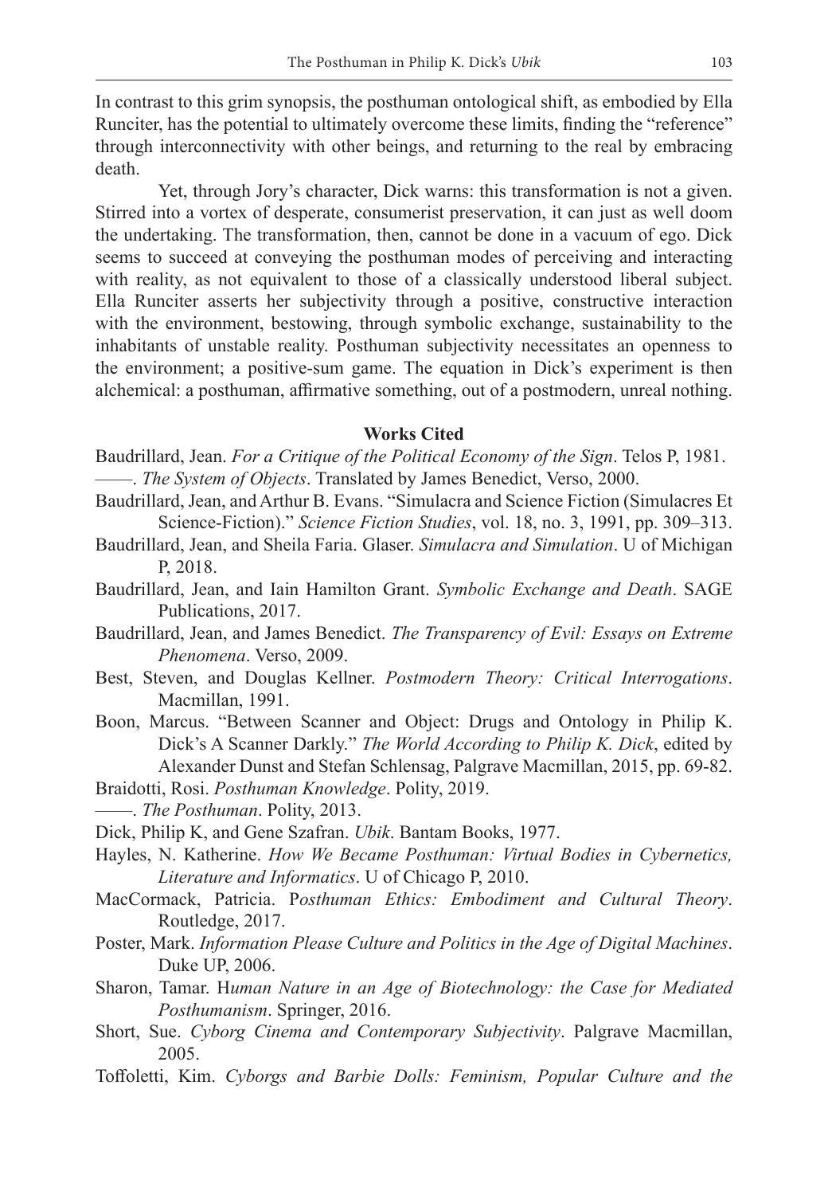In contrast to this grim synopsis, the posthuman ontological shift, as embodied by Ella Runciter, has the potential to ultimately overcome these limits, finding the "reference" through interconnectivity with other beings, and returning to the real by embracing death.

Yet, through Jory's character, Dick warns: this transformation is not a given. Stirred into a vortex of desperate, consumerist preservation, it can just as well doom the undertaking. The transformation, then, cannot be done in a vacuum of ego. Dick seems to succeed at conveying the posthuman modes of perceiving and interacting with reality, as not equivalent to those of a classically understood liberal subject. Ella Runciter asserts her subjectivity through a positive, constructive interaction with the environment, bestowing, through symbolic exchange, sustainability to the inhabitants of unstable reality. Posthuman subjectivity necessitates an openness to the environment; a positive-sum game. The equation in Dick's experiment is then alchemical: a posthuman, affirmative something, out of a postmodern, unreal nothing.

## Works Cited

Baudrillard, Jean. *For a Critique of the Political Economy of the Sign*. Telos P, 1981.

——. *The System of Objects*. Translated by James Benedict, Verso, 2000.

Baudrillard, Jean, and Arthur B. Evans. "Simulacra and Science Fiction (Simulacres Et Science-Fiction)." *Science Fiction Studies*, vol. 18, no. 3, 1991, pp. 309–313.

Baudrillard, Jean, and Sheila Faria. Glaser. *Simulacra and Simulation*. U of Michigan P, 2018.

Baudrillard, Jean, and Iain Hamilton Grant. *Symbolic Exchange and Death*. SAGE Publications, 2017.

Baudrillard, Jean, and James Benedict. *The Transparency of Evil: Essays on Extreme Phenomena*. Verso, 2009.

Best, Steven, and Douglas Kellner. *Postmodern Theory: Critical Interrogations*. Macmillan, 1991.

Boon, Marcus. "Between Scanner and Object: Drugs and Ontology in Philip K. Dick's A Scanner Darkly." *The World According to Philip K. Dick*, edited by Alexander Dunst and Stefan Schlensag, Palgrave Macmillan, 2015, pp. 69-82.

Braidotti, Rosi. *Posthuman Knowledge*. Polity, 2019.

——. *The Posthuman*. Polity, 2013.

Dick, Philip K, and Gene Szafran. *Ubik*. Bantam Books, 1977.

Hayles, N. Katherine. *How We Became Posthuman: Virtual Bodies in Cybernetics, Literature and Informatics*. U of Chicago P, 2010.

MacCormack, Patricia. P*osthuman Ethics: Embodiment and Cultural Theory*. Routledge, 2017.

Poster, Mark. *Information Please Culture and Politics in the Age of Digital Machines*. Duke UP, 2006.

Sharon, Tamar. H*uman Nature in an Age of Biotechnology: the Case for Mediated Posthumanism*. Springer, 2016.

Short, Sue. *Cyborg Cinema and Contemporary Subjectivity*. Palgrave Macmillan, 2005.

Toffoletti, Kim. *Cyborgs and Barbie Dolls: Feminism, Popular Culture and the*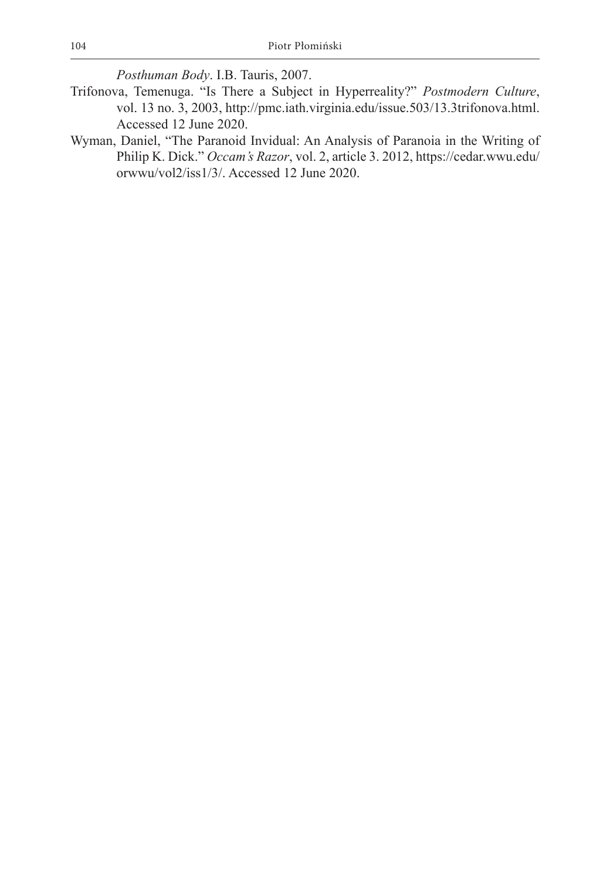*Posthuman Body*. I.B. Tauris, 2007.

Trifonova, Temenuga. "Is There a Subject in Hyperreality?" *Postmodern Culture*, vol. 13 no. 3, 2003, http://pmc.iath.virginia.edu/issue.503/13.3trifonova.html. Accessed 12 June 2020.

Wyman, Daniel, "The Paranoid Invidual: An Analysis of Paranoia in the Writing of Philip K. Dick." *Occam's Razor*, vol. 2, article 3. 2012, https://cedar.wwu.edu/orwwu/vol2/iss1/3/. Accessed 12 June 2020.